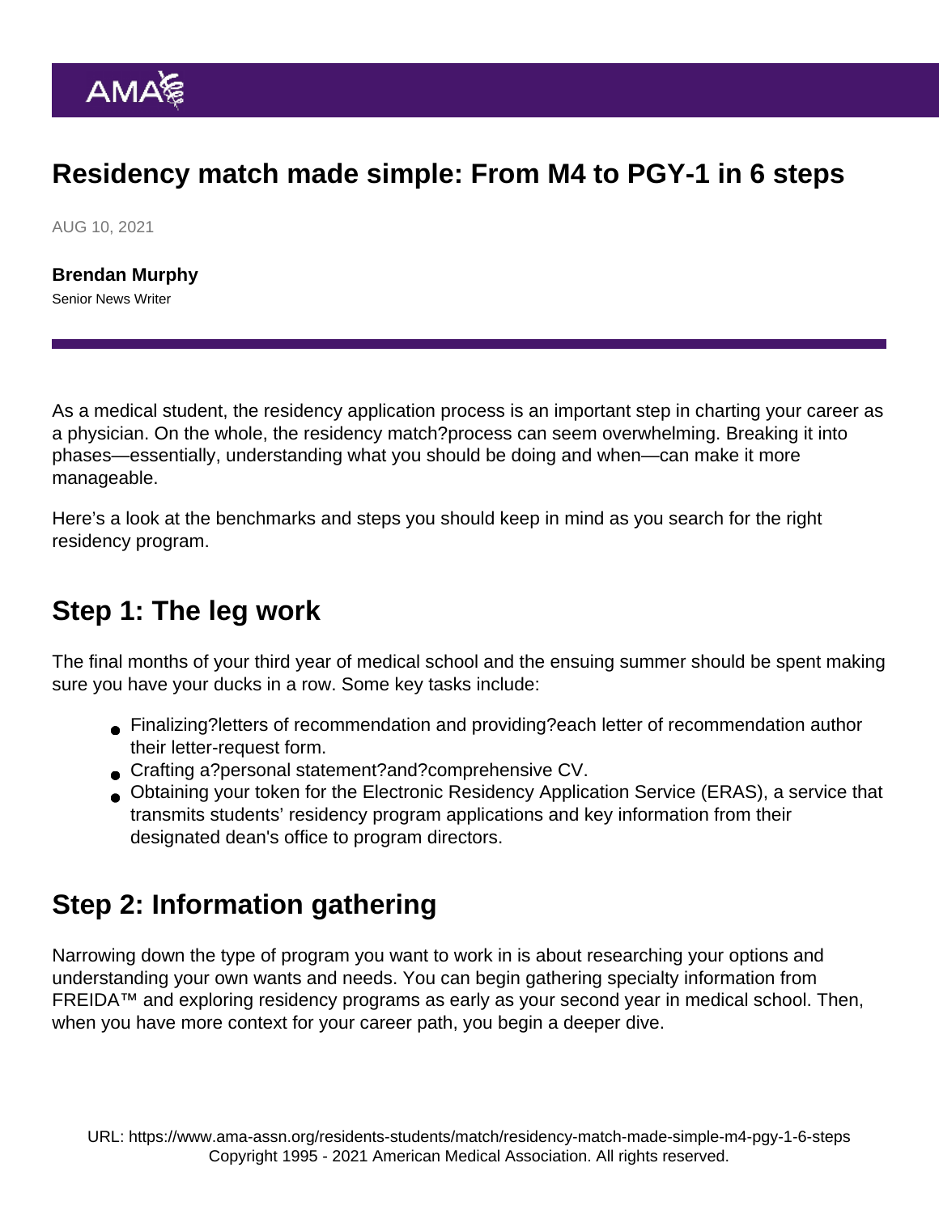AMA

# Residency match made simple: From M4 to PGY-1 in 6 steps

AUG 10, 2021

**Brendan Murphy**
Senior News Writer

As a medical student, the residency application process is an important step in charting your career as a physician. On the whole, the residency match?process can seem overwhelming. Breaking it into phases—essentially, understanding what you should be doing and when—can make it more manageable.

Here's a look at the benchmarks and steps you should keep in mind as you search for the right residency program.

## Step 1: The leg work

The final months of your third year of medical school and the ensuing summer should be spent making sure you have your ducks in a row. Some key tasks include:

- Finalizing?letters of recommendation and providing?each letter of recommendation author their letter-request form.
- Crafting a?personal statement?and?comprehensive CV.
- Obtaining your token for the Electronic Residency Application Service (ERAS), a service that transmits students' residency program applications and key information from their designated dean's office to program directors.

## Step 2: Information gathering

Narrowing down the type of program you want to work in is about researching your options and understanding your own wants and needs. You can begin gathering specialty information from FREIDA™ and exploring residency programs as early as your second year in medical school. Then, when you have more context for your career path, you begin a deeper dive.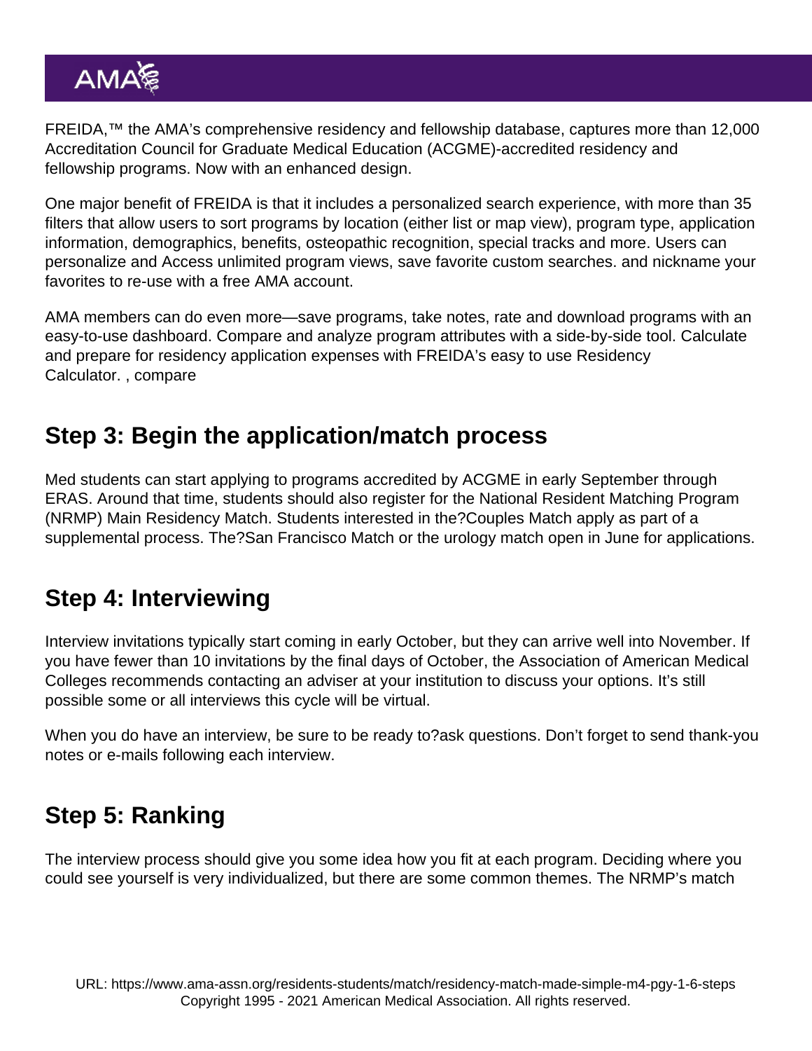FREIDA,™ the AMA's comprehensive residency and fellowship database, captures more than 12,000 Accreditation Council for Graduate Medical Education (ACGME)-accredited residency and fellowship programs. Now with an enhanced design.

One major benefit of FREIDA is that it includes a personalized search experience, with more than 35 filters that allow users to sort programs by location (either list or map view), program type, application information, demographics, benefits, osteopathic recognition, special tracks and more. Users can personalize and Access unlimited program views, save favorite custom searches. and nickname your favorites to re-use with a free AMA account.

AMA members can do even more—save programs, take notes, rate and download programs with an easy-to-use dashboard. Compare and analyze program attributes with a side-by-side tool. Calculate and prepare for residency application expenses with FREIDA's easy to use Residency Calculator. , compare

## Step 3: Begin the application/match process

Med students can start applying to programs accredited by ACGME in early September through ERAS. Around that time, students should also register for the National Resident Matching Program (NRMP) Main Residency Match. Students interested in the?Couples Match apply as part of a supplemental process. The?San Francisco Match or the urology match open in June for applications.

## Step 4: Interviewing

Interview invitations typically start coming in early October, but they can arrive well into November. If you have fewer than 10 invitations by the final days of October, the Association of American Medical Colleges recommends contacting an adviser at your institution to discuss your options. It's still possible some or all interviews this cycle will be virtual.

When you do have an interview, be sure to be ready to?ask questions. Don't forget to send thank-you notes or e-mails following each interview.

## Step 5: Ranking

The interview process should give you some idea how you fit at each program. Deciding where you could see yourself is very individualized, but there are some common themes. The NRMP's match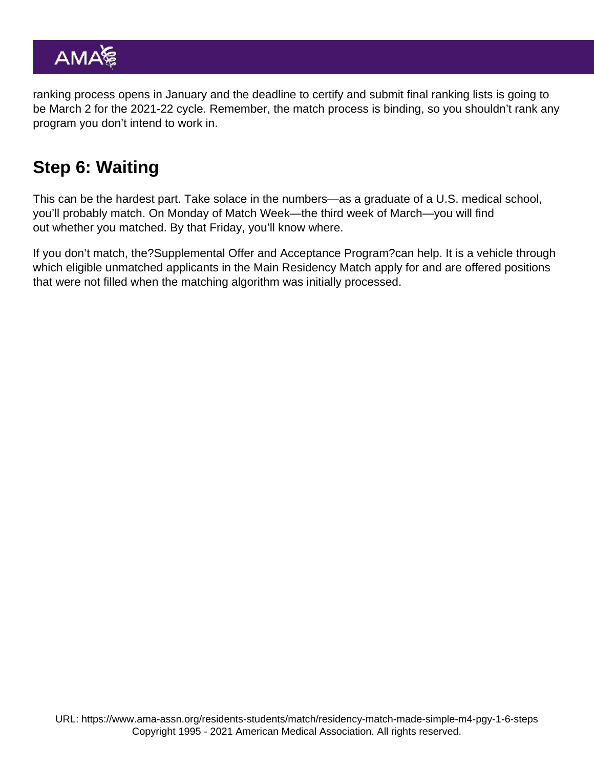ranking process opens in January and the deadline to certify and submit final ranking lists is going to be March 2 for the 2021-22 cycle. Remember, the match process is binding, so you shouldn't rank any program you don't intend to work in.

## Step 6: Waiting

This can be the hardest part. Take solace in the numbers—as a graduate of a U.S. medical school, you'll probably match. On Monday of Match Week—the third week of March—you will find out whether you matched. By that Friday, you'll know where.

If you don't match, the?Supplemental Offer and Acceptance Program?can help. It is a vehicle through which eligible unmatched applicants in the Main Residency Match apply for and are offered positions that were not filled when the matching algorithm was initially processed.